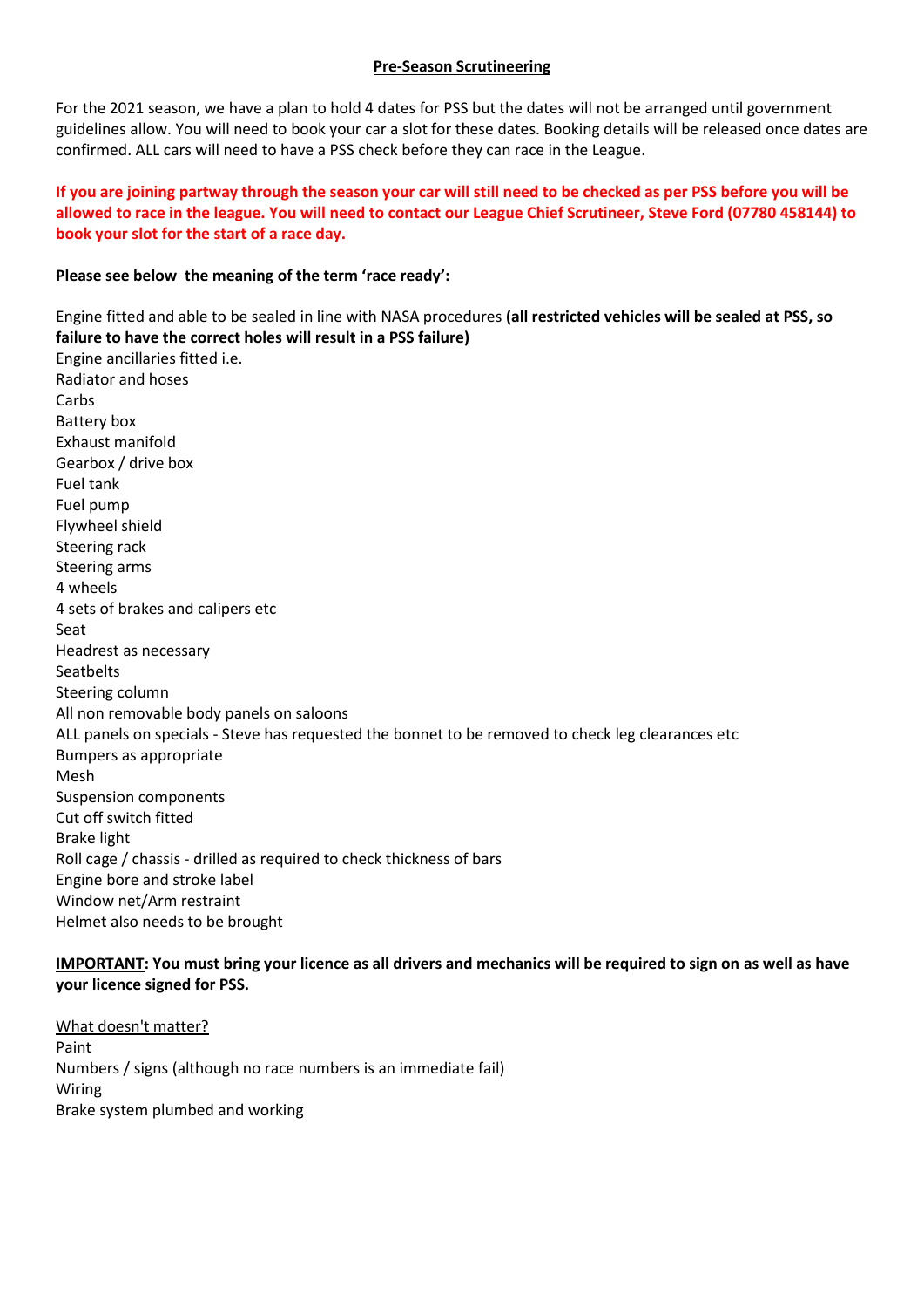# Pre-Season Scrutineering

For the 2021 season, we have a plan to hold 4 dates for PSS but the dates will not be arranged until government guidelines allow. You will need to book your car a slot for these dates. Booking details will be released once dates are confirmed. ALL cars will need to have a PSS check before they can race in the League.

**If you are joining partway through the season your car will still need to be checked as per PSS before you will be allowed to race in the league. You will need to contact our League Chief Scrutineer, Steve Ford (07780 458144) to book your slot for the start of a race day.**

**Please see below the meaning of the term 'race ready':**

Engine fitted and able to be sealed in line with NASA procedures **(all restricted vehicles will be sealed at PSS, so failure to have the correct holes will result in a PSS failure)**
Engine ancillaries fitted i.e.
Radiator and hoses
Carbs
Battery box
Exhaust manifold
Gearbox / drive box
Fuel tank
Fuel pump
Flywheel shield
Steering rack
Steering arms
4 wheels
4 sets of brakes and calipers etc
Seat
Headrest as necessary
Seatbelts
Steering column
All non removable body panels on saloons
ALL panels on specials - Steve has requested the bonnet to be removed to check leg clearances etc
Bumpers as appropriate
Mesh
Suspension components
Cut off switch fitted
Brake light
Roll cage / chassis - drilled as required to check thickness of bars
Engine bore and stroke label
Window net/Arm restraint
Helmet also needs to be brought

**IMPORTANT: You must bring your licence as all drivers and mechanics will be required to sign on as well as have your licence signed for PSS.**

What doesn't matter?
Paint
Numbers / signs (although no race numbers is an immediate fail)
Wiring
Brake system plumbed and working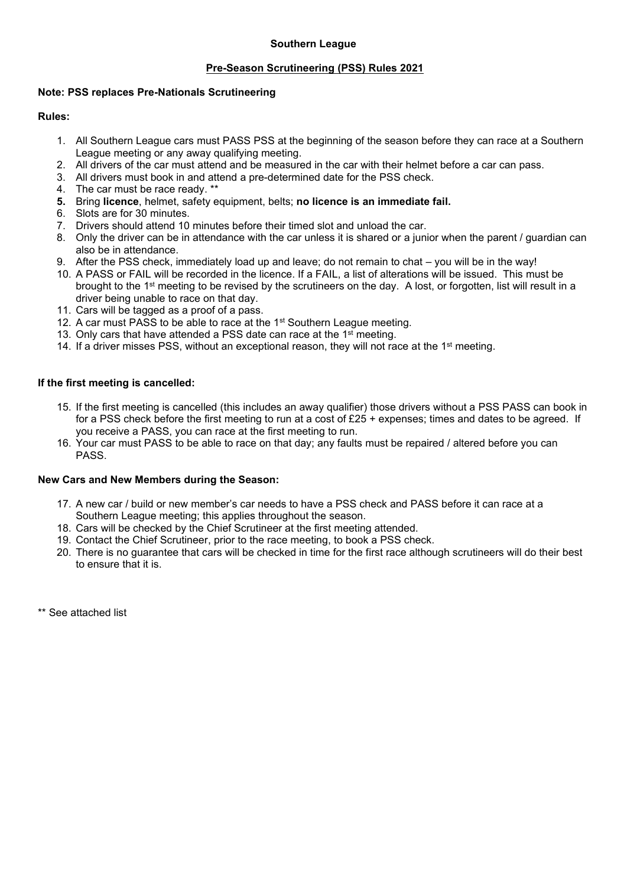**Southern League**

**Pre-Season Scrutineering (PSS) Rules 2021**

**Note: PSS replaces Pre-Nationals Scrutineering**

**Rules:**

1. All Southern League cars must PASS PSS at the beginning of the season before they can race at a Southern League meeting or any away qualifying meeting.
2. All drivers of the car must attend and be measured in the car with their helmet before a car can pass.
3. All drivers must book in and attend a pre-determined date for the PSS check.
4. The car must be race ready. **
5. Bring **licence**, helmet, safety equipment, belts; **no licence is an immediate fail.**
6. Slots are for 30 minutes.
7. Drivers should attend 10 minutes before their timed slot and unload the car.
8. Only the driver can be in attendance with the car unless it is shared or a junior when the parent / guardian can also be in attendance.
9. After the PSS check, immediately load up and leave; do not remain to chat – you will be in the way!
10. A PASS or FAIL will be recorded in the licence. If a FAIL, a list of alterations will be issued. This must be brought to the 1st meeting to be revised by the scrutineers on the day. A lost, or forgotten, list will result in a driver being unable to race on that day.
11. Cars will be tagged as a proof of a pass.
12. A car must PASS to be able to race at the 1st Southern League meeting.
13. Only cars that have attended a PSS date can race at the 1st meeting.
14. If a driver misses PSS, without an exceptional reason, they will not race at the 1st meeting.

**If the first meeting is cancelled:**

15. If the first meeting is cancelled (this includes an away qualifier) those drivers without a PSS PASS can book in for a PSS check before the first meeting to run at a cost of £25 + expenses; times and dates to be agreed. If you receive a PASS, you can race at the first meeting to run.
16. Your car must PASS to be able to race on that day; any faults must be repaired / altered before you can PASS.

**New Cars and New Members during the Season:**

17. A new car / build or new member's car needs to have a PSS check and PASS before it can race at a Southern League meeting; this applies throughout the season.
18. Cars will be checked by the Chief Scrutineer at the first meeting attended.
19. Contact the Chief Scrutineer, prior to the race meeting, to book a PSS check.
20. There is no guarantee that cars will be checked in time for the first race although scrutineers will do their best to ensure that it is.

** See attached list